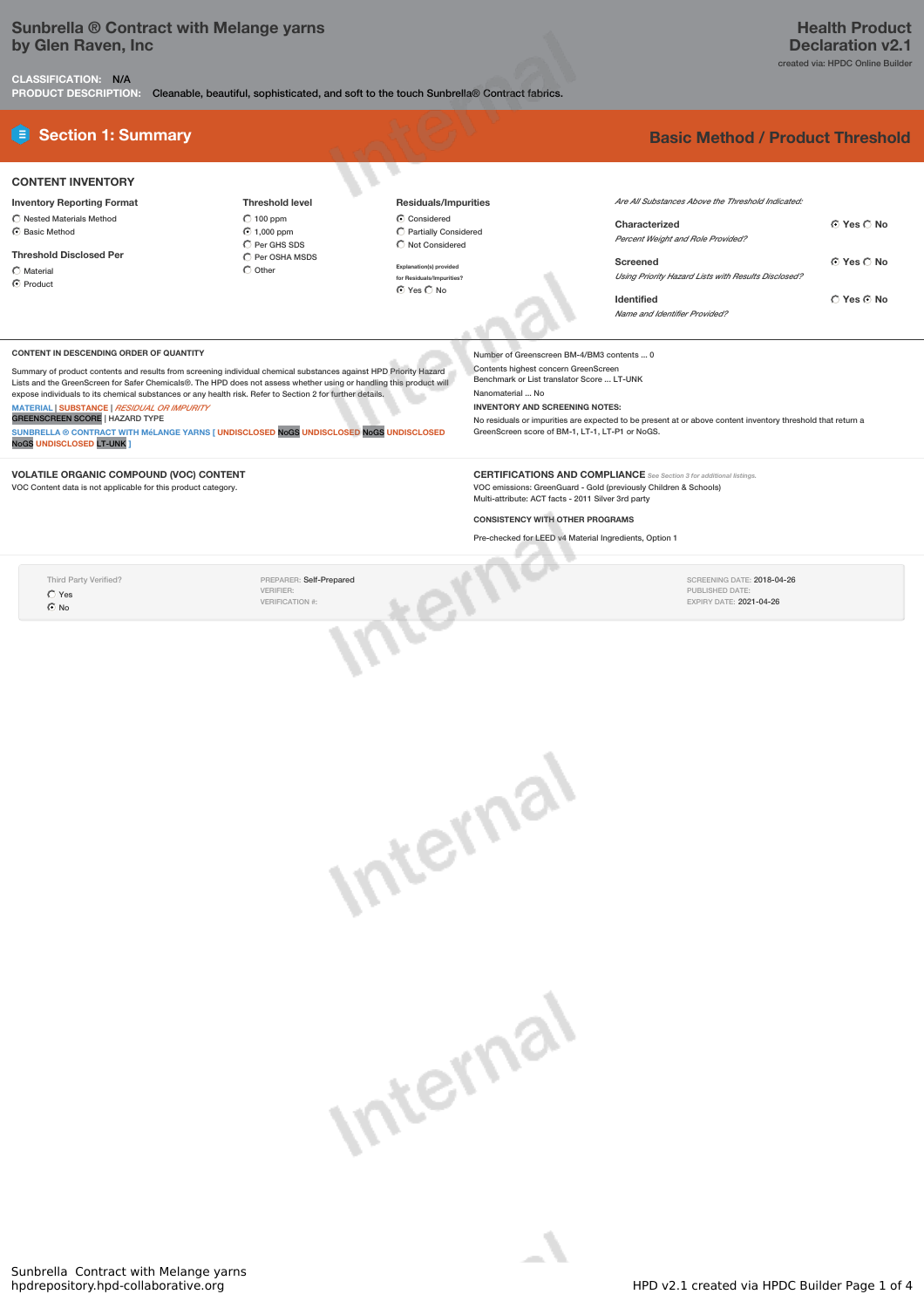# Sunbrella ® Contract with Melange yarns by Glen Raven, Inc

**Health Product Declaration v2.1**

created via: HPDC Online Builder

**CLASSIFICATION:** N/A

**PRODUCT DESCRIPTION:** Cleanable, beautiful, sophisticated, and soft to the touch Sunbrella® Contract fabrics.

## Section 1: Summary

**Basic Method / Product Threshold**

### CONTENT INVENTORY

**Inventory Reporting Format**
- ◯ Nested Materials Method
- ◉ Basic Method

**Threshold Disclosed Per**
- ◯ Material
- ◉ Product

**Threshold level**
- ◯ 100 ppm
- ◉ 1,000 ppm
- ◯ Per GHS SDS
- ◯ Per OSHA MSDS
- ◯ Other

**Residuals/Impurities**
- ◉ Considered
- ◯ Partially Considered
- ◯ Not Considered

Explanation(s) provided for Residuals/Impurities?
◉ Yes ◯ No

*Are All Substances Above the Threshold Indicated:*

**Characterized** ◉ Yes ◯ No
*Percent Weight and Role Provided?*

**Screened** ◉ Yes ◯ No
*Using Priority Hazard Lists with Results Disclosed?*

**Identified** ◯ Yes ◉ No
*Name and Identifier Provided?*

### CONTENT IN DESCENDING ORDER OF QUANTITY

Summary of product contents and results from screening individual chemical substances against HPD Priority Hazard Lists and the GreenScreen for Safer Chemicals®. The HPD does not assess whether using or handling this product will expose individuals to its chemical substances or any health risk. Refer to Section 2 for further details.

MATERIAL | SUBSTANCE | *RESIDUAL OR IMPURITY*
GREENSCREEN SCORE | HAZARD TYPE

SUNBRELLA ® CONTRACT WITH MéLANGE YARNS [ UNDISCLOSED NoGS UNDISCLOSED NoGS UNDISCLOSED NoGS UNDISCLOSED LT-UNK ]

Number of Greenscreen BM-4/BM3 contents ... 0

Contents highest concern GreenScreen Benchmark or List translator Score ... LT-UNK

Nanomaterial ... No

**INVENTORY AND SCREENING NOTES:**

No residuals or impurities are expected to be present at or above content inventory threshold that return a GreenScreen score of BM-1, LT-1, LT-P1 or NoGS.

### VOLATILE ORGANIC COMPOUND (VOC) CONTENT

VOC Content data is not applicable for this product category.

### CERTIFICATIONS AND COMPLIANCE

*See Section 3 for additional listings.*

VOC emissions: GreenGuard - Gold (previously Children & Schools)
Multi-attribute: ACT facts - 2011 Silver 3rd party

**CONSISTENCY WITH OTHER PROGRAMS**

Pre-checked for LEED v4 Material Ingredients, Option 1

Third Party Verified?
- ◯ Yes
- ◉ No

PREPARER: Self-Prepared
VERIFIER:
VERIFICATION #:

SCREENING DATE: 2018-04-26
PUBLISHED DATE:
EXPIRY DATE: 2021-04-26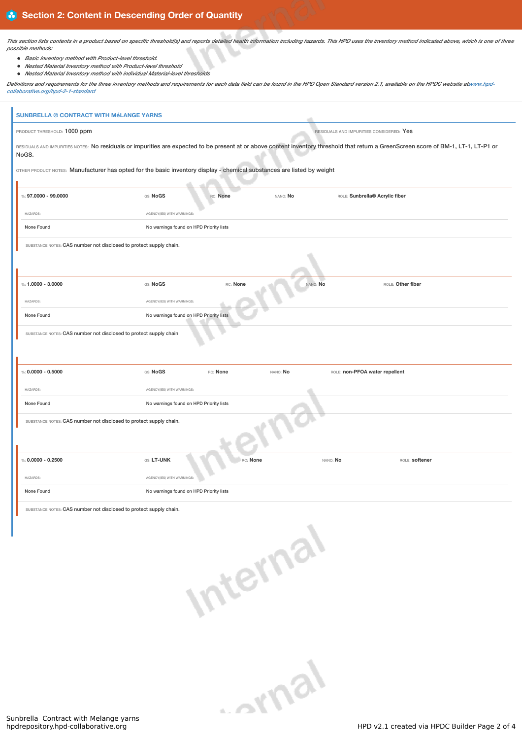## Section 2: Content in Descending Order of Quantity

*This section lists contents in a product based on specific threshold(s) and reports detailed health information including hazards. This HPD uses the inventory method indicated above, which is one of three possible methods:*

- *Basic Inventory method with Product-level threshold.*
- *Nested Material Inventory method with Product-level threshold*
- *Nested Material Inventory method with individual Material-level thresholds*

*Definitions and requirements for the three inventory methods and requirements for each data field can be found in the HPD Open Standard version 2.1, available on the HPDC website at www.hpd-collaborative.org/hpd-2-1-standard*

### SUNBRELLA ® CONTRACT WITH MéLANGE YARNS

PRODUCT THRESHOLD: 1000 ppm

RESIDUALS AND IMPURITIES CONSIDERED: Yes

RESIDUALS AND IMPURITIES NOTES: No residuals or impurities are expected to be present at or above content inventory threshold that return a GreenScreen score of BM-1, LT-1, LT-P1 or NoGS.

OTHER PRODUCT NOTES: Manufacturer has opted for the basic inventory display - chemical substances are listed by weight

---

**%: 97.0000 - 99.0000** | GS: **NoGS** | RC: **None** | NANO: **No** | ROLE: **Sunbrella® Acrylic fiber**

| HAZARDS: | AGENCY(IES) WITH WARNINGS: |
|---|---|
| None Found | No warnings found on HPD Priority lists |

SUBSTANCE NOTES: CAS number not disclosed to protect supply chain.

---

**%: 1.0000 - 3.0000** | GS: **NoGS** | RC: **None** | NANO: **No** | ROLE: **Other fiber**

| HAZARDS: | AGENCY(IES) WITH WARNINGS: |
|---|---|
| None Found | No warnings found on HPD Priority lists |

SUBSTANCE NOTES: CAS number not disclosed to protect supply chain

---

**%: 0.0000 - 0.5000** | GS: **NoGS** | RC: **None** | NANO: **No** | ROLE: **non-PFOA water repellent**

| HAZARDS: | AGENCY(IES) WITH WARNINGS: |
|---|---|
| None Found | No warnings found on HPD Priority lists |

SUBSTANCE NOTES: CAS number not disclosed to protect supply chain.

---

**%: 0.0000 - 0.2500** | GS: **LT-UNK** | RC: **None** | NANO: **No** | ROLE: **softener**

| HAZARDS: | AGENCY(IES) WITH WARNINGS: |
|---|---|
| None Found | No warnings found on HPD Priority lists |

SUBSTANCE NOTES: CAS number not disclosed to protect supply chain.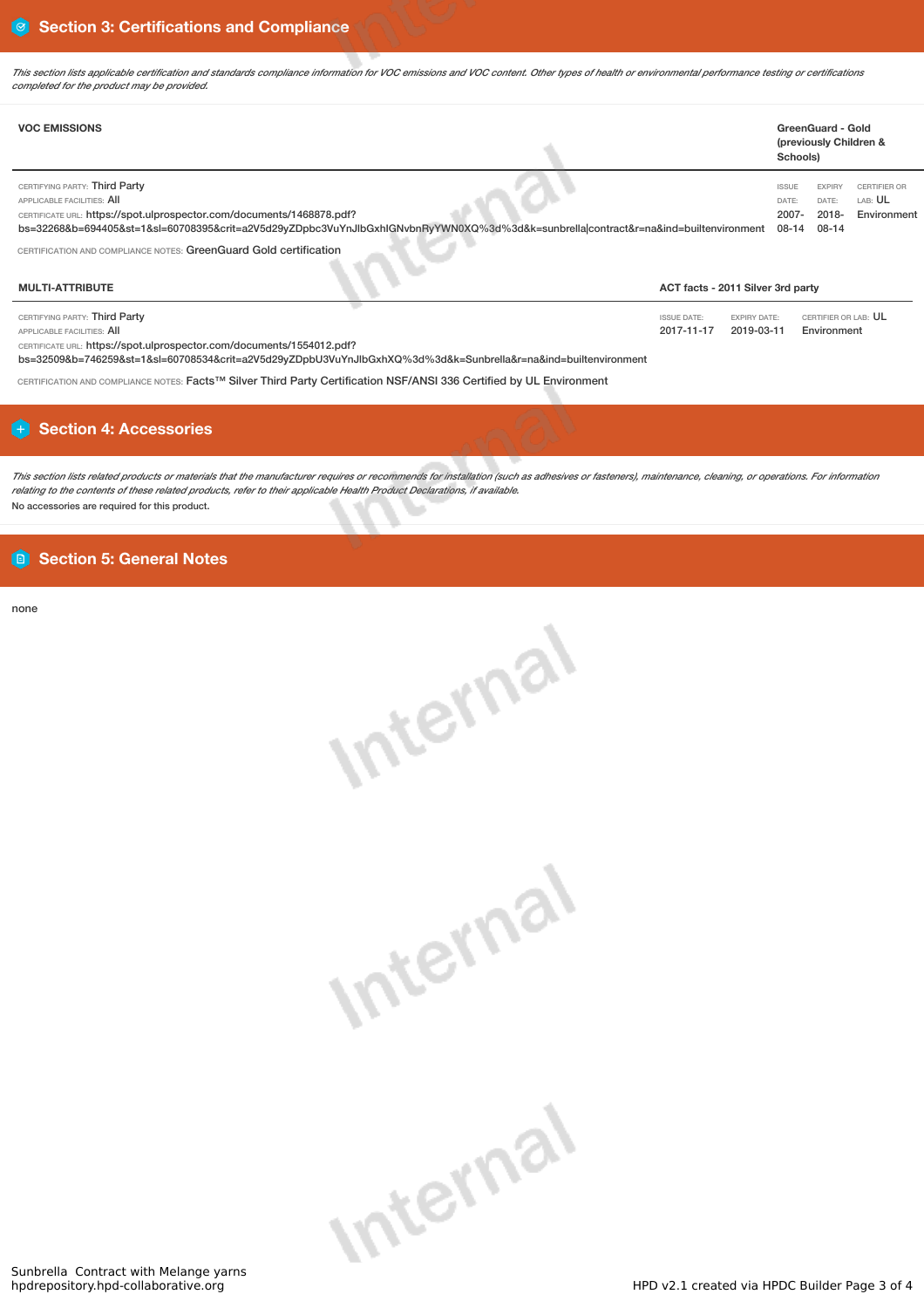## Section 3: Certifications and Compliance

*This section lists applicable certification and standards compliance information for VOC emissions and VOC content. Other types of health or environmental performance testing or certifications completed for the product may be provided.*

**VOC EMISSIONS** — **GreenGuard - Gold (previously Children & Schools)**

CERTIFYING PARTY: Third Party
APPLICABLE FACILITIES: All
CERTIFICATE URL: https://spot.ulprospector.com/documents/1468878.pdf?bs=32268&b=694405&st=1&sl=60708395&crit=a2V5d29yZDpbc3VuYnJlbGxhIGNvbnRyYWN0XQ%3d%3d&k=sunbrella|contract&r=na&ind=builtenvironment

| ISSUE DATE: | EXPIRY DATE: | CERTIFIER OR LAB: |
|---|---|---|
| 2007-08-14 | 2018-08-14 | UL Environment |

CERTIFICATION AND COMPLIANCE NOTES: GreenGuard Gold certification

**MULTI-ATTRIBUTE** — **ACT facts - 2011 Silver 3rd party**

CERTIFYING PARTY: Third Party
APPLICABLE FACILITIES: All
CERTIFICATE URL: https://spot.ulprospector.com/documents/1554012.pdf?bs=32509&b=746259&st=1&sl=60708534&crit=a2V5d29yZDpbU3VuYnJlbGxhXQ%3d%3d&k=Sunbrella&r=na&ind=builtenvironment

| ISSUE DATE: | EXPIRY DATE: | CERTIFIER OR LAB: |
|---|---|---|
| 2017-11-17 | 2019-03-11 | UL Environment |

CERTIFICATION AND COMPLIANCE NOTES: Facts™ Silver Third Party Certification NSF/ANSI 336 Certified by UL Environment

## Section 4: Accessories

*This section lists related products or materials that the manufacturer requires or recommends for installation (such as adhesives or fasteners), maintenance, cleaning, or operations. For information relating to the contents of these related products, refer to their applicable Health Product Declarations, if available.*

No accessories are required for this product.

## Section 5: General Notes

none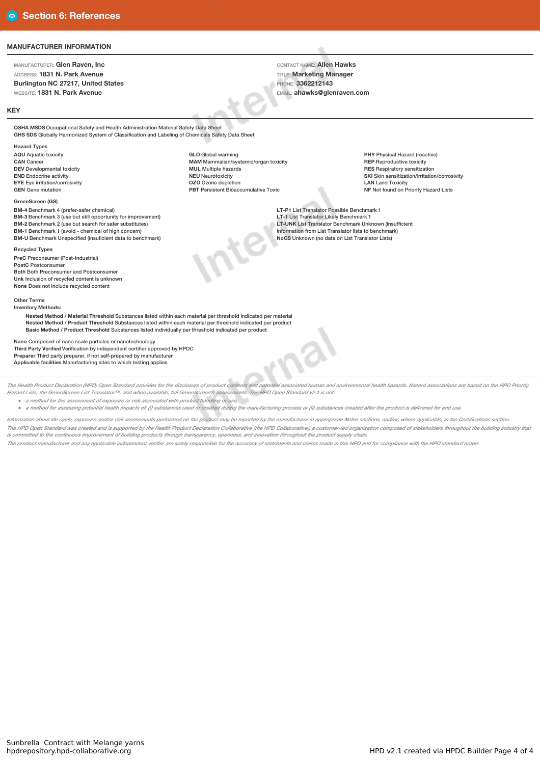## Section 6: References

### MANUFACTURER INFORMATION

MANUFACTURER: **Glen Raven, Inc**
ADDRESS: **1831 N. Park Avenue**
**Burlington NC 27217, United States**
WEBSITE: **1831 N. Park Avenue**

CONTACT NAME: **Allen Hawks**
TITLE: **Marketing Manager**
PHONE: **3362212143**
EMAIL: **ahawks@glenraven.com**

### KEY

**OSHA MSDS** Occupational Safety and Health Administration Material Safety Data Sheet
**GHS SDS** Globally Harmonized System of Classification and Labeling of Chemicals Safety Data Sheet

**Hazard Types**

**AQU** Aquatic toxicity
**CAN** Cancer
**DEV** Developmental toxicity
**END** Endocrine activity
**EYE** Eye irritation/corrosivity
**GEN** Gene mutation
**GLO** Global warming
**MAM** Mammalian/systemic/organ toxicity
**MUL** Multiple hazards
**NEU** Neurotoxicity
**OZO** Ozone depletion
**PBT** Persistent Bioaccumulative Toxic
**PHY** Physical Hazard (reactive)
**REP** Reproductive toxicity
**RES** Respiratory sensitization
**SKI** Skin sensitization/irritation/corrosivity
**LAN** Land Toxicity
**NF** Not found on Priority Hazard Lists

**GreenScreen (GS)**

**BM-4** Benchmark 4 (prefer-safer chemical)
**BM-3** Benchmark 3 (use but still opportunity for improvement)
**BM-2** Benchmark 2 (use but search for safer substitutes)
**BM-1** Benchmark 1 (avoid - chemical of high concern)
**BM-U** Benchmark Unspecified (insuficient data to benchmark)
**LT-P1** List Translator Possible Benchmark 1
**LT-1** List Translator Likely Benchmark 1
**LT-UNK** List Translator Benchmark Unknown (insufficient information from List Translator lists to benchmark)
**NoGS** Unknown (no data on List Translator Lists)

**Recycled Types**

**PreC** Preconsumer (Post-Industrial)
**PostC** Postconsumer
**Both** Both Preconsumer and Postconsumer
**Unk** Inclusion of recycled content is unknown
**None** Does not include recycled content

**Other Terms**
**Inventory Methods:**

- **Nested Method / Material Threshold** Substances listed within each material per threshold indicated per material
- **Nested Method / Product Threshold** Substances listed within each material per threshold indicated per product
- **Basic Method / Product Threshold** Substances listed individually per threshold indicated per product

**Nano** Composed of nano scale particles or nanotechnology
**Third Party Verified** Verification by independent certifier approved by HPDC
**Preparer** Third party preparer, if not self-prepared by manufacturer
**Applicable facilities** Manufacturing sites to which testing applies

*The Health Product Declaration (HPD) Open Standard provides for the disclosure of product contents and potential associated human and environmental health hazards. Hazard associations are based on the HPD Priority Hazard Lists, the GreenScreen List Translator™, and when available, full GreenScreen® assessments. The HPD Open Standard v2.1 is not:*

- *a method for the assessment of exposure or risk associated with product handling or use,*
- *a method for assessing potential health impacts of: (i) substances used or created during the manufacturing process or (ii) substances created after the product is delivered for end use.*

*Information about life cycle, exposure and/or risk assessments performed on the product may be reported by the manufacturer in appropriate Notes sections, and/or, where applicable, in the Certifications section.*

*The HPD Open Standard was created and is supported by the Health Product Declaration Collaborative (the HPD Collaborative), a customer-led organization composed of stakeholders throughout the building industry that is committed to the continuous improvement of building products through transparency, openness, and innovation throughout the product supply chain.*

*The product manufacturer and any applicable independent verifier are solely responsible for the accuracy of statements and claims made in this HPD and for compliance with the HPD standard noted.*